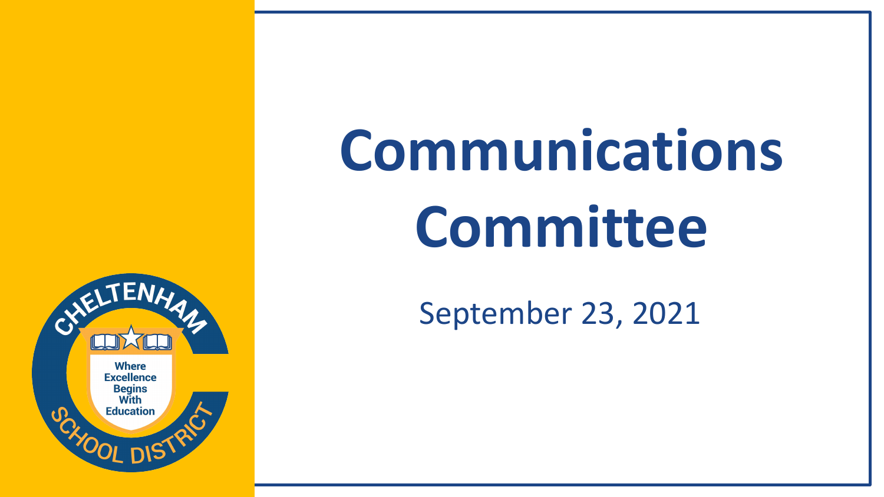# Communications Committee

September 23, 2021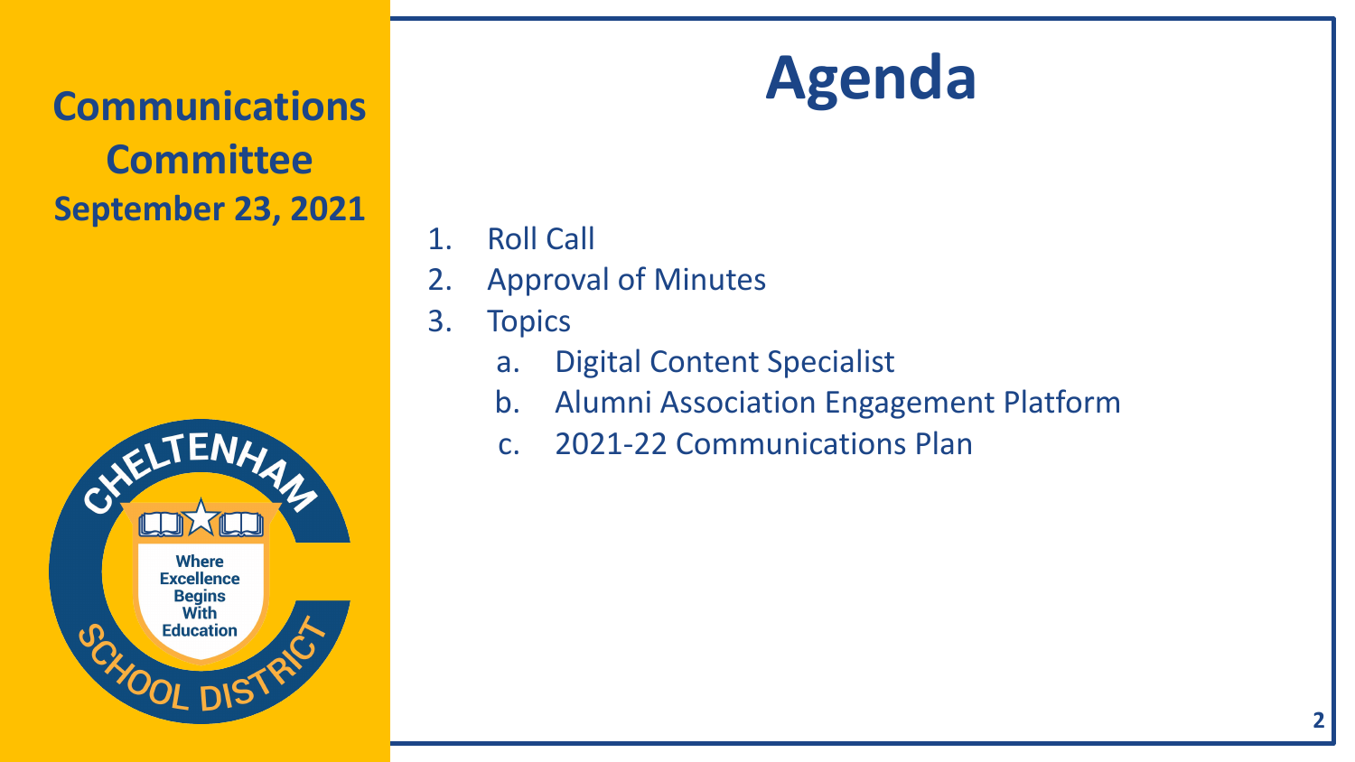**Communications Committee**
**September 23, 2021**

# Agenda

1. Roll Call
2. Approval of Minutes
3. Topics
   a. Digital Content Specialist
   b. Alumni Association Engagement Platform
   c. 2021-22 Communications Plan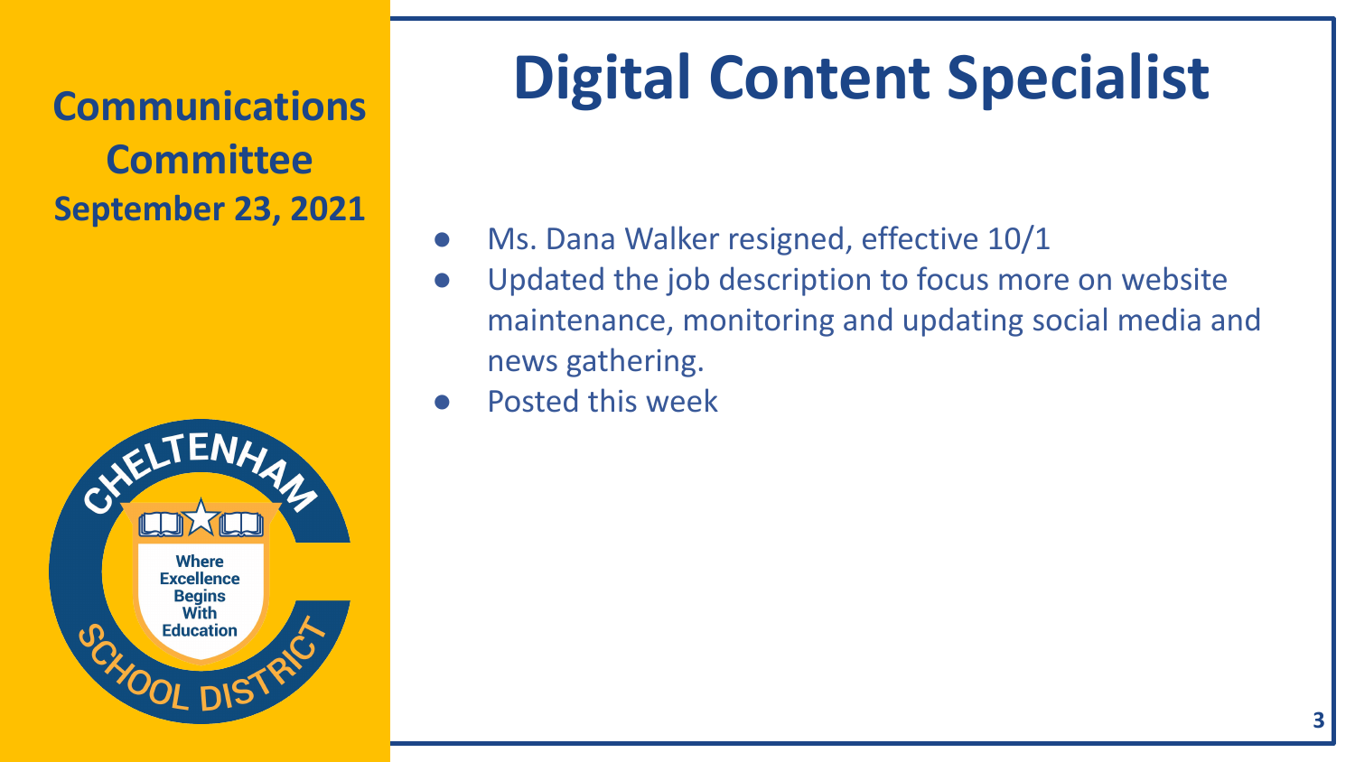**Communications Committee**
**September 23, 2021**

# Digital Content Specialist

- Ms. Dana Walker resigned, effective 10/1
- Updated the job description to focus more on website maintenance, monitoring and updating social media and news gathering.
- Posted this week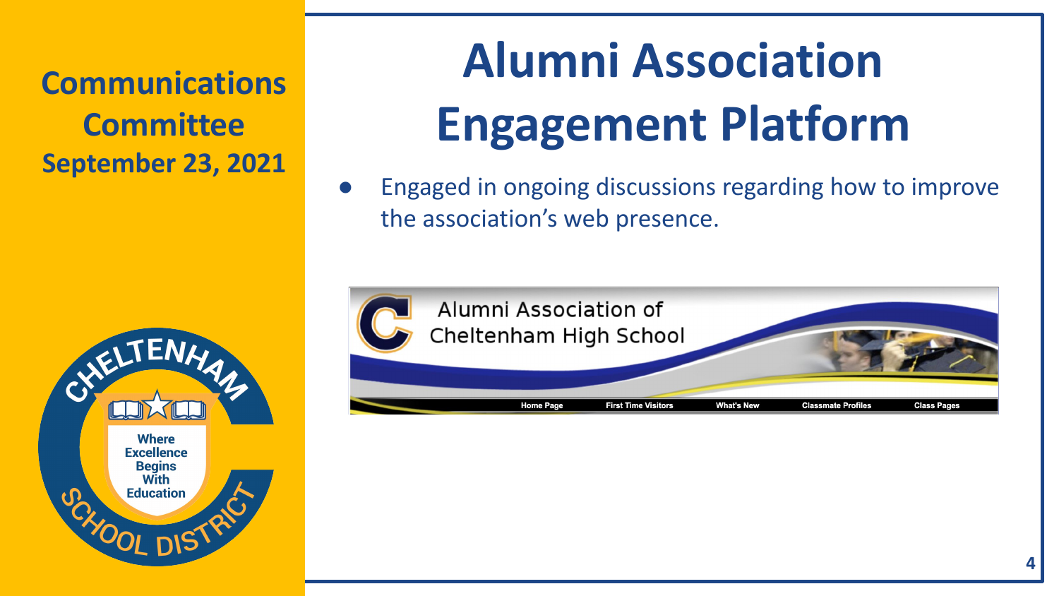Communications Committee
September 23, 2021

# Alumni Association Engagement Platform

- Engaged in ongoing discussions regarding how to improve the association's web presence.

Alumni Association of Cheltenham High School

Home Page | First Time Visitors | What's New | Classmate Profiles | Class Pages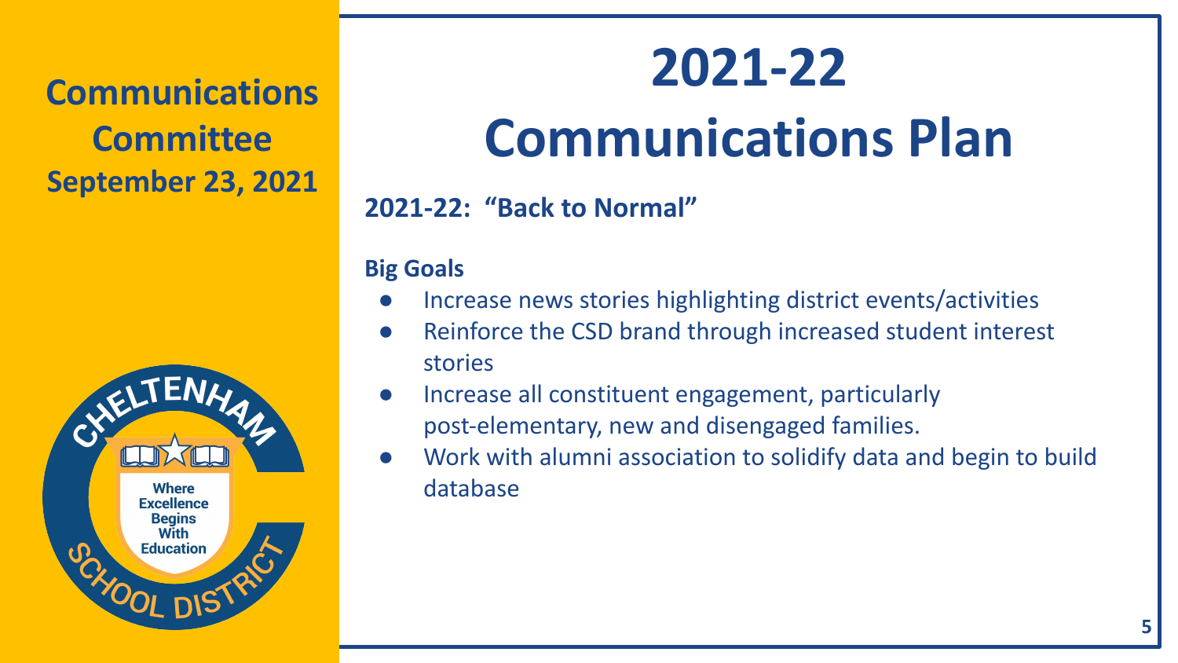**Communications Committee**
**September 23, 2021**

# 2021-22 Communications Plan

**2021-22: "Back to Normal"**

**Big Goals**

- Increase news stories highlighting district events/activities
- Reinforce the CSD brand through increased student interest stories
- Increase all constituent engagement, particularly post-elementary, new and disengaged families.
- Work with alumni association to solidify data and begin to build database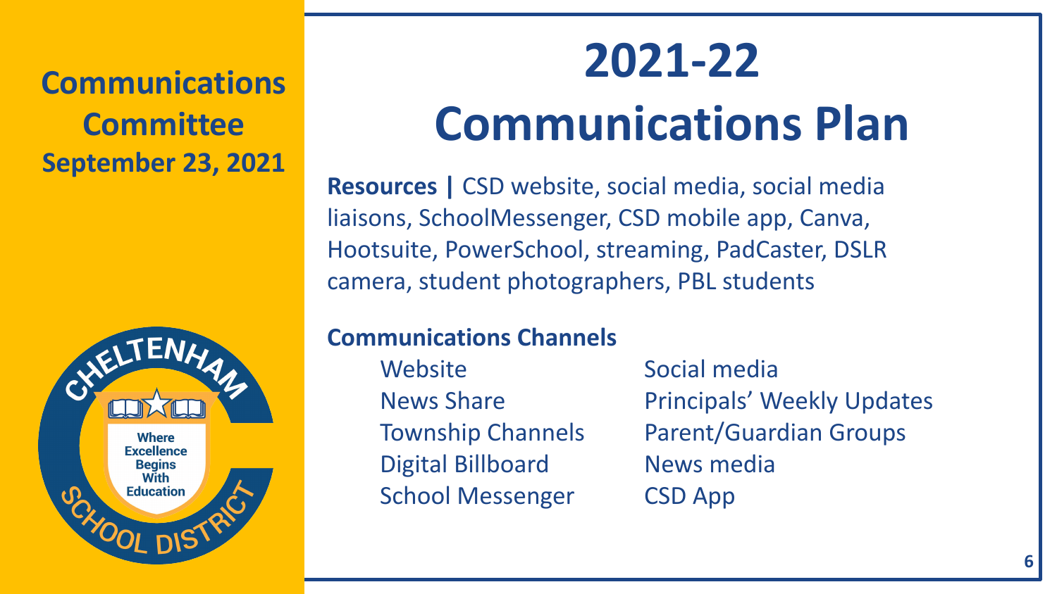**Communications Committee**
**September 23, 2021**

# 2021-22 Communications Plan

**Resources |** CSD website, social media, social media liaisons, SchoolMessenger, CSD mobile app, Canva, Hootsuite, PowerSchool, streaming, PadCaster, DSLR camera, student photographers, PBL students

**Communications Channels**

- Website
- News Share
- Township Channels
- Digital Billboard
- School Messenger
- Social media
- Principals' Weekly Updates
- Parent/Guardian Groups
- News media
- CSD App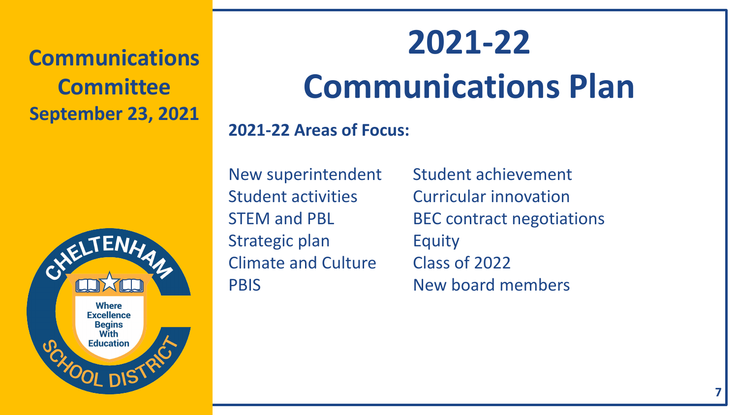**Communications Committee**
**September 23, 2021**

# 2021-22 Communications Plan

**2021-22 Areas of Focus:**

- New superintendent
- Student activities
- STEM and PBL
- Strategic plan
- Climate and Culture
- PBIS
- Student achievement
- Curricular innovation
- BEC contract negotiations
- Equity
- Class of 2022
- New board members